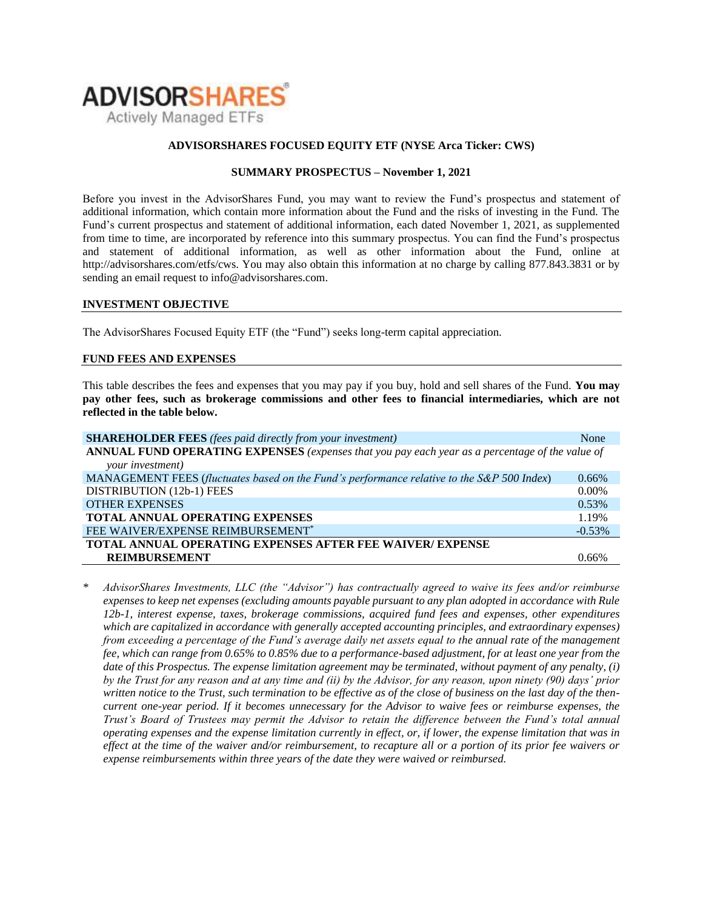**ADVISORSHARES**
Actively Managed ETFs

## ADVISORSHARES FOCUSED EQUITY ETF (NYSE Arca Ticker: CWS)

### SUMMARY PROSPECTUS – November 1, 2021

Before you invest in the AdvisorShares Fund, you may want to review the Fund's prospectus and statement of additional information, which contain more information about the Fund and the risks of investing in the Fund. The Fund's current prospectus and statement of additional information, each dated November 1, 2021, as supplemented from time to time, are incorporated by reference into this summary prospectus. You can find the Fund's prospectus and statement of additional information, as well as other information about the Fund, online at http://advisorshares.com/etfs/cws. You may also obtain this information at no charge by calling 877.843.3831 or by sending an email request to info@advisorshares.com.

## INVESTMENT OBJECTIVE

The AdvisorShares Focused Equity ETF (the "Fund") seeks long-term capital appreciation.

## FUND FEES AND EXPENSES

This table describes the fees and expenses that you may pay if you buy, hold and sell shares of the Fund. **You may pay other fees, such as brokerage commissions and other fees to financial intermediaries, which are not reflected in the table below.**

| | |
|---|---|
| **SHAREHOLDER FEES** *(fees paid directly from your investment)* | None |
| **ANNUAL FUND OPERATING EXPENSES** *(expenses that you pay each year as a percentage of the value of your investment)* | |
| MANAGEMENT FEES (*fluctuates based on the Fund's performance relative to the S&P 500 Index*) | 0.66% |
| DISTRIBUTION (12b-1) FEES | 0.00% |
| OTHER EXPENSES | 0.53% |
| **TOTAL ANNUAL OPERATING EXPENSES** | 1.19% |
| FEE WAIVER/EXPENSE REIMBURSEMENT* | -0.53% |
| **TOTAL ANNUAL OPERATING EXPENSES AFTER FEE WAIVER/ EXPENSE REIMBURSEMENT** | 0.66% |

\* *AdvisorShares Investments, LLC (the "Advisor") has contractually agreed to waive its fees and/or reimburse expenses to keep net expenses (excluding amounts payable pursuant to any plan adopted in accordance with Rule 12b-1, interest expense, taxes, brokerage commissions, acquired fund fees and expenses, other expenditures which are capitalized in accordance with generally accepted accounting principles, and extraordinary expenses) from exceeding a percentage of the Fund's average daily net assets equal to the annual rate of the management fee, which can range from 0.65% to 0.85% due to a performance-based adjustment, for at least one year from the date of this Prospectus. The expense limitation agreement may be terminated, without payment of any penalty, (i) by the Trust for any reason and at any time and (ii) by the Advisor, for any reason, upon ninety (90) days' prior written notice to the Trust, such termination to be effective as of the close of business on the last day of the then-current one-year period. If it becomes unnecessary for the Advisor to waive fees or reimburse expenses, the Trust's Board of Trustees may permit the Advisor to retain the difference between the Fund's total annual operating expenses and the expense limitation currently in effect, or, if lower, the expense limitation that was in effect at the time of the waiver and/or reimbursement, to recapture all or a portion of its prior fee waivers or expense reimbursements within three years of the date they were waived or reimbursed.*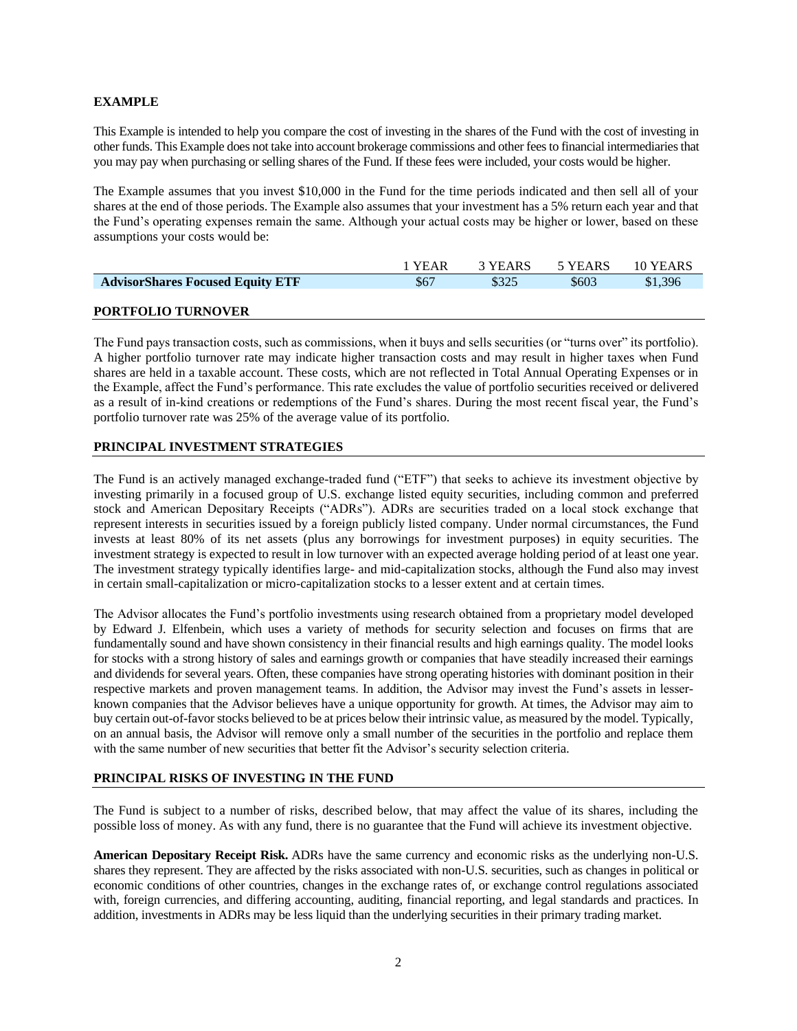## EXAMPLE

This Example is intended to help you compare the cost of investing in the shares of the Fund with the cost of investing in other funds. This Example does not take into account brokerage commissions and other fees to financial intermediaries that you may pay when purchasing or selling shares of the Fund. If these fees were included, your costs would be higher.

The Example assumes that you invest $10,000 in the Fund for the time periods indicated and then sell all of your shares at the end of those periods. The Example also assumes that your investment has a 5% return each year and that the Fund's operating expenses remain the same. Although your actual costs may be higher or lower, based on these assumptions your costs would be:

| | 1 YEAR | 3 YEARS | 5 YEARS | 10 YEARS |
|---|---|---|---|---|
| **AdvisorShares Focused Equity ETF** | $67 | $325 | $603 | $1,396 |

## PORTFOLIO TURNOVER

The Fund pays transaction costs, such as commissions, when it buys and sells securities (or "turns over" its portfolio). A higher portfolio turnover rate may indicate higher transaction costs and may result in higher taxes when Fund shares are held in a taxable account. These costs, which are not reflected in Total Annual Operating Expenses or in the Example, affect the Fund's performance. This rate excludes the value of portfolio securities received or delivered as a result of in-kind creations or redemptions of the Fund's shares. During the most recent fiscal year, the Fund's portfolio turnover rate was 25% of the average value of its portfolio.

## PRINCIPAL INVESTMENT STRATEGIES

The Fund is an actively managed exchange-traded fund ("ETF") that seeks to achieve its investment objective by investing primarily in a focused group of U.S. exchange listed equity securities, including common and preferred stock and American Depositary Receipts ("ADRs"). ADRs are securities traded on a local stock exchange that represent interests in securities issued by a foreign publicly listed company. Under normal circumstances, the Fund invests at least 80% of its net assets (plus any borrowings for investment purposes) in equity securities. The investment strategy is expected to result in low turnover with an expected average holding period of at least one year. The investment strategy typically identifies large- and mid-capitalization stocks, although the Fund also may invest in certain small-capitalization or micro-capitalization stocks to a lesser extent and at certain times.

The Advisor allocates the Fund's portfolio investments using research obtained from a proprietary model developed by Edward J. Elfenbein, which uses a variety of methods for security selection and focuses on firms that are fundamentally sound and have shown consistency in their financial results and high earnings quality. The model looks for stocks with a strong history of sales and earnings growth or companies that have steadily increased their earnings and dividends for several years. Often, these companies have strong operating histories with dominant position in their respective markets and proven management teams. In addition, the Advisor may invest the Fund's assets in lesser-known companies that the Advisor believes have a unique opportunity for growth. At times, the Advisor may aim to buy certain out-of-favor stocks believed to be at prices below their intrinsic value, as measured by the model. Typically, on an annual basis, the Advisor will remove only a small number of the securities in the portfolio and replace them with the same number of new securities that better fit the Advisor's security selection criteria.

## PRINCIPAL RISKS OF INVESTING IN THE FUND

The Fund is subject to a number of risks, described below, that may affect the value of its shares, including the possible loss of money. As with any fund, there is no guarantee that the Fund will achieve its investment objective.

**American Depositary Receipt Risk.** ADRs have the same currency and economic risks as the underlying non-U.S. shares they represent. They are affected by the risks associated with non-U.S. securities, such as changes in political or economic conditions of other countries, changes in the exchange rates of, or exchange control regulations associated with, foreign currencies, and differing accounting, auditing, financial reporting, and legal standards and practices. In addition, investments in ADRs may be less liquid than the underlying securities in their primary trading market.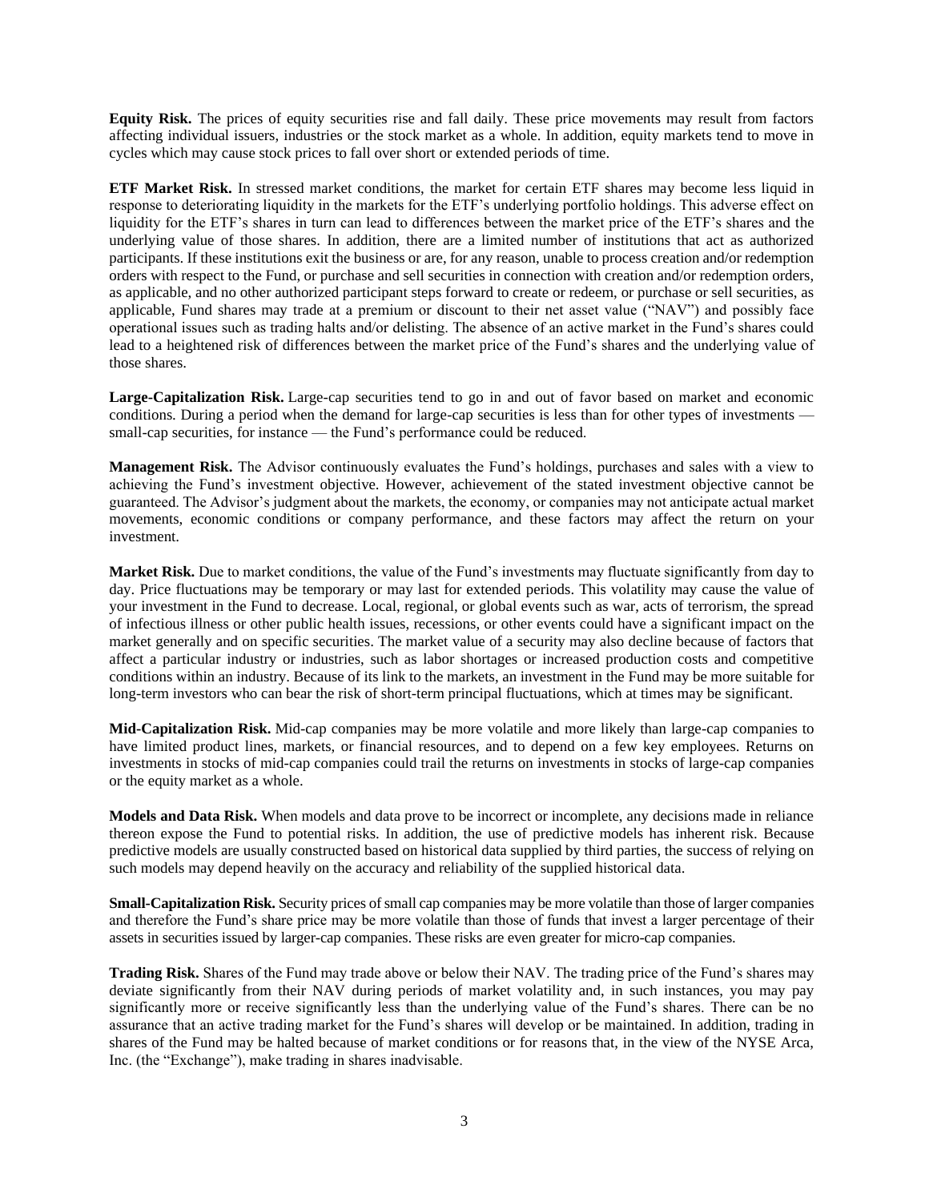**Equity Risk.** The prices of equity securities rise and fall daily. These price movements may result from factors affecting individual issuers, industries or the stock market as a whole. In addition, equity markets tend to move in cycles which may cause stock prices to fall over short or extended periods of time.

**ETF Market Risk.** In stressed market conditions, the market for certain ETF shares may become less liquid in response to deteriorating liquidity in the markets for the ETF's underlying portfolio holdings. This adverse effect on liquidity for the ETF's shares in turn can lead to differences between the market price of the ETF's shares and the underlying value of those shares. In addition, there are a limited number of institutions that act as authorized participants. If these institutions exit the business or are, for any reason, unable to process creation and/or redemption orders with respect to the Fund, or purchase and sell securities in connection with creation and/or redemption orders, as applicable, and no other authorized participant steps forward to create or redeem, or purchase or sell securities, as applicable, Fund shares may trade at a premium or discount to their net asset value ("NAV") and possibly face operational issues such as trading halts and/or delisting. The absence of an active market in the Fund's shares could lead to a heightened risk of differences between the market price of the Fund's shares and the underlying value of those shares.

**Large-Capitalization Risk.** Large-cap securities tend to go in and out of favor based on market and economic conditions. During a period when the demand for large-cap securities is less than for other types of investments — small-cap securities, for instance — the Fund's performance could be reduced.

**Management Risk.** The Advisor continuously evaluates the Fund's holdings, purchases and sales with a view to achieving the Fund's investment objective. However, achievement of the stated investment objective cannot be guaranteed. The Advisor's judgment about the markets, the economy, or companies may not anticipate actual market movements, economic conditions or company performance, and these factors may affect the return on your investment.

**Market Risk.** Due to market conditions, the value of the Fund's investments may fluctuate significantly from day to day. Price fluctuations may be temporary or may last for extended periods. This volatility may cause the value of your investment in the Fund to decrease. Local, regional, or global events such as war, acts of terrorism, the spread of infectious illness or other public health issues, recessions, or other events could have a significant impact on the market generally and on specific securities. The market value of a security may also decline because of factors that affect a particular industry or industries, such as labor shortages or increased production costs and competitive conditions within an industry. Because of its link to the markets, an investment in the Fund may be more suitable for long-term investors who can bear the risk of short-term principal fluctuations, which at times may be significant.

**Mid-Capitalization Risk.** Mid-cap companies may be more volatile and more likely than large-cap companies to have limited product lines, markets, or financial resources, and to depend on a few key employees. Returns on investments in stocks of mid-cap companies could trail the returns on investments in stocks of large-cap companies or the equity market as a whole.

**Models and Data Risk.** When models and data prove to be incorrect or incomplete, any decisions made in reliance thereon expose the Fund to potential risks. In addition, the use of predictive models has inherent risk. Because predictive models are usually constructed based on historical data supplied by third parties, the success of relying on such models may depend heavily on the accuracy and reliability of the supplied historical data.

**Small-Capitalization Risk.** Security prices of small cap companies may be more volatile than those of larger companies and therefore the Fund's share price may be more volatile than those of funds that invest a larger percentage of their assets in securities issued by larger-cap companies. These risks are even greater for micro-cap companies.

**Trading Risk.** Shares of the Fund may trade above or below their NAV. The trading price of the Fund's shares may deviate significantly from their NAV during periods of market volatility and, in such instances, you may pay significantly more or receive significantly less than the underlying value of the Fund's shares. There can be no assurance that an active trading market for the Fund's shares will develop or be maintained. In addition, trading in shares of the Fund may be halted because of market conditions or for reasons that, in the view of the NYSE Arca, Inc. (the "Exchange"), make trading in shares inadvisable.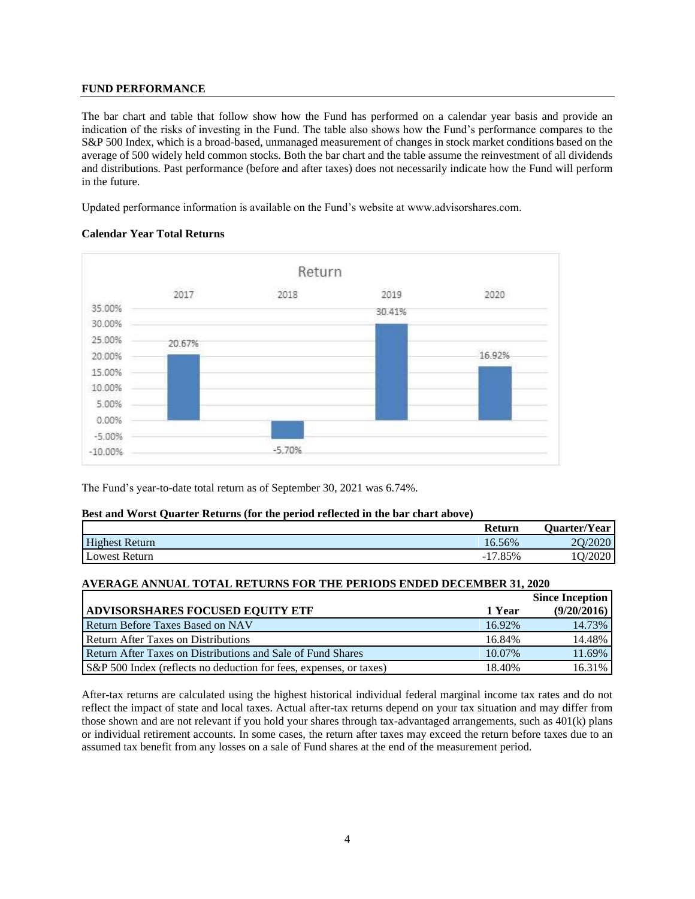## FUND PERFORMANCE

The bar chart and table that follow show how the Fund has performed on a calendar year basis and provide an indication of the risks of investing in the Fund. The table also shows how the Fund's performance compares to the S&P 500 Index, which is a broad-based, unmanaged measurement of changes in stock market conditions based on the average of 500 widely held common stocks. Both the bar chart and the table assume the reinvestment of all dividends and distributions. Past performance (before and after taxes) does not necessarily indicate how the Fund will perform in the future.

Updated performance information is available on the Fund's website at www.advisorshares.com.

### Calendar Year Total Returns

Return

| 2017 | 2018 | 2019 | 2020 |
|---|---|---|---|
| 20.67% | -5.70% | 30.41% | 16.92% |

The Fund's year-to-date total return as of September 30, 2021 was 6.74%.

**Best and Worst Quarter Returns (for the period reflected in the bar chart above)**

| | Return | Quarter/Year |
|---|---|---|
| Highest Return | 16.56% | 2Q/2020 |
| Lowest Return | -17.85% | 1Q/2020 |

**AVERAGE ANNUAL TOTAL RETURNS FOR THE PERIODS ENDED DECEMBER 31, 2020**

| ADVISORSHARES FOCUSED EQUITY ETF | 1 Year | Since Inception (9/20/2016) |
|---|---|---|
| Return Before Taxes Based on NAV | 16.92% | 14.73% |
| Return After Taxes on Distributions | 16.84% | 14.48% |
| Return After Taxes on Distributions and Sale of Fund Shares | 10.07% | 11.69% |
| S&P 500 Index (reflects no deduction for fees, expenses, or taxes) | 18.40% | 16.31% |

After-tax returns are calculated using the highest historical individual federal marginal income tax rates and do not reflect the impact of state and local taxes. Actual after-tax returns depend on your tax situation and may differ from those shown and are not relevant if you hold your shares through tax-advantaged arrangements, such as 401(k) plans or individual retirement accounts. In some cases, the return after taxes may exceed the return before taxes due to an assumed tax benefit from any losses on a sale of Fund shares at the end of the measurement period.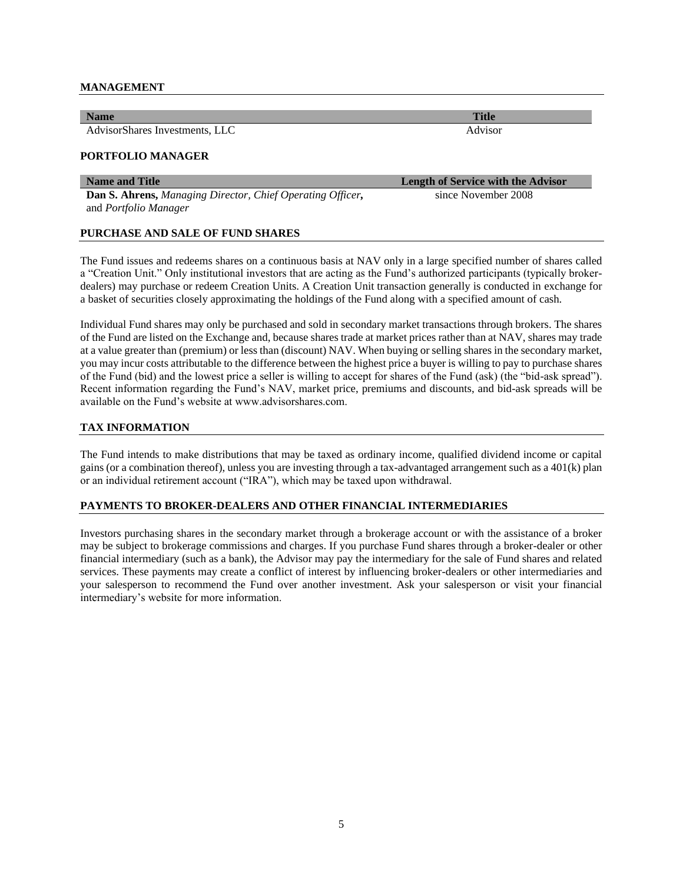## MANAGEMENT

| Name | Title |
|---|---|
| AdvisorShares Investments, LLC | Advisor |

## PORTFOLIO MANAGER

| Name and Title | Length of Service with the Advisor |
|---|---|
| **Dan S. Ahrens,** *Managing Director, Chief Operating Officer,* and *Portfolio Manager* | since November 2008 |

## PURCHASE AND SALE OF FUND SHARES

The Fund issues and redeems shares on a continuous basis at NAV only in a large specified number of shares called a "Creation Unit." Only institutional investors that are acting as the Fund's authorized participants (typically broker-dealers) may purchase or redeem Creation Units. A Creation Unit transaction generally is conducted in exchange for a basket of securities closely approximating the holdings of the Fund along with a specified amount of cash.

Individual Fund shares may only be purchased and sold in secondary market transactions through brokers. The shares of the Fund are listed on the Exchange and, because shares trade at market prices rather than at NAV, shares may trade at a value greater than (premium) or less than (discount) NAV. When buying or selling shares in the secondary market, you may incur costs attributable to the difference between the highest price a buyer is willing to pay to purchase shares of the Fund (bid) and the lowest price a seller is willing to accept for shares of the Fund (ask) (the "bid-ask spread"). Recent information regarding the Fund's NAV, market price, premiums and discounts, and bid-ask spreads will be available on the Fund's website at www.advisorshares.com.

## TAX INFORMATION

The Fund intends to make distributions that may be taxed as ordinary income, qualified dividend income or capital gains (or a combination thereof), unless you are investing through a tax-advantaged arrangement such as a 401(k) plan or an individual retirement account ("IRA"), which may be taxed upon withdrawal.

## PAYMENTS TO BROKER-DEALERS AND OTHER FINANCIAL INTERMEDIARIES

Investors purchasing shares in the secondary market through a brokerage account or with the assistance of a broker may be subject to brokerage commissions and charges. If you purchase Fund shares through a broker-dealer or other financial intermediary (such as a bank), the Advisor may pay the intermediary for the sale of Fund shares and related services. These payments may create a conflict of interest by influencing broker-dealers or other intermediaries and your salesperson to recommend the Fund over another investment. Ask your salesperson or visit your financial intermediary's website for more information.